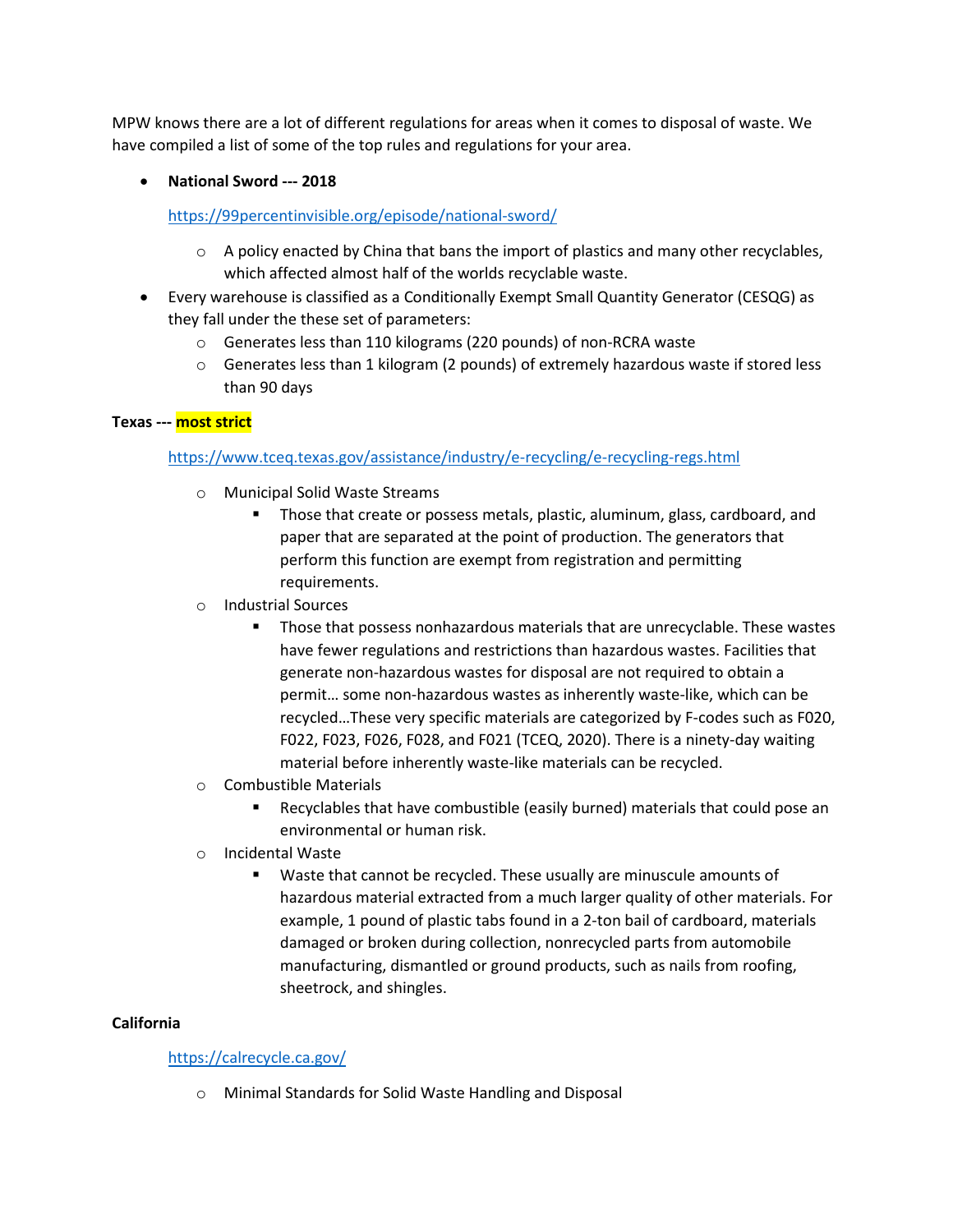MPW knows there are a lot of different regulations for areas when it comes to disposal of waste. We have compiled a list of some of the top rules and regulations for your area.

- **National Sword --- 2018**

  https://99percentinvisible.org/episode/national-sword/

  - A policy enacted by China that bans the import of plastics and many other recyclables, which affected almost half of the worlds recyclable waste.
- Every warehouse is classified as a Conditionally Exempt Small Quantity Generator (CESQG) as they fall under the these set of parameters:
  - Generates less than 110 kilograms (220 pounds) of non-RCRA waste
  - Generates less than 1 kilogram (2 pounds) of extremely hazardous waste if stored less than 90 days

**Texas --- most strict**

https://www.tceq.texas.gov/assistance/industry/e-recycling/e-recycling-regs.html

- Municipal Solid Waste Streams
  - Those that create or possess metals, plastic, aluminum, glass, cardboard, and paper that are separated at the point of production. The generators that perform this function are exempt from registration and permitting requirements.
- Industrial Sources
  - Those that possess nonhazardous materials that are unrecyclable. These wastes have fewer regulations and restrictions than hazardous wastes. Facilities that generate non-hazardous wastes for disposal are not required to obtain a permit… some non-hazardous wastes as inherently waste-like, which can be recycled…These very specific materials are categorized by F-codes such as F020, F022, F023, F026, F028, and F021 (TCEQ, 2020). There is a ninety-day waiting material before inherently waste-like materials can be recycled.
- Combustible Materials
  - Recyclables that have combustible (easily burned) materials that could pose an environmental or human risk.
- Incidental Waste
  - Waste that cannot be recycled. These usually are minuscule amounts of hazardous material extracted from a much larger quality of other materials. For example, 1 pound of plastic tabs found in a 2-ton bail of cardboard, materials damaged or broken during collection, nonrecycled parts from automobile manufacturing, dismantled or ground products, such as nails from roofing, sheetrock, and shingles.

**California**

https://calrecycle.ca.gov/

- Minimal Standards for Solid Waste Handling and Disposal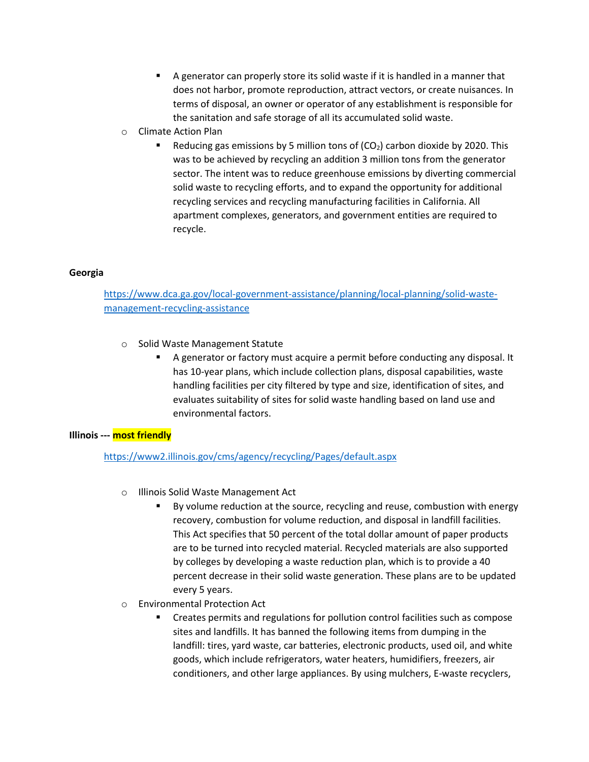- A generator can properly store its solid waste if it is handled in a manner that does not harbor, promote reproduction, attract vectors, or create nuisances. In terms of disposal, an owner or operator of any establishment is responsible for the sanitation and safe storage of all its accumulated solid waste.
- Climate Action Plan
    - Reducing gas emissions by 5 million tons of ($CO_2$) carbon dioxide by 2020. This was to be achieved by recycling an addition 3 million tons from the generator sector. The intent was to reduce greenhouse emissions by diverting commercial solid waste to recycling efforts, and to expand the opportunity for additional recycling services and recycling manufacturing facilities in California. All apartment complexes, generators, and government entities are required to recycle.

**Georgia**

https://www.dca.ga.gov/local-government-assistance/planning/local-planning/solid-waste-management-recycling-assistance

- Solid Waste Management Statute
    - A generator or factory must acquire a permit before conducting any disposal. It has 10-year plans, which include collection plans, disposal capabilities, waste handling facilities per city filtered by type and size, identification of sites, and evaluates suitability of sites for solid waste handling based on land use and environmental factors.

**Illinois --- most friendly**

https://www2.illinois.gov/cms/agency/recycling/Pages/default.aspx

- Illinois Solid Waste Management Act
    - By volume reduction at the source, recycling and reuse, combustion with energy recovery, combustion for volume reduction, and disposal in landfill facilities. This Act specifies that 50 percent of the total dollar amount of paper products are to be turned into recycled material. Recycled materials are also supported by colleges by developing a waste reduction plan, which is to provide a 40 percent decrease in their solid waste generation. These plans are to be updated every 5 years.
- Environmental Protection Act
    - Creates permits and regulations for pollution control facilities such as compose sites and landfills. It has banned the following items from dumping in the landfill: tires, yard waste, car batteries, electronic products, used oil, and white goods, which include refrigerators, water heaters, humidifiers, freezers, air conditioners, and other large appliances. By using mulchers, E-waste recyclers,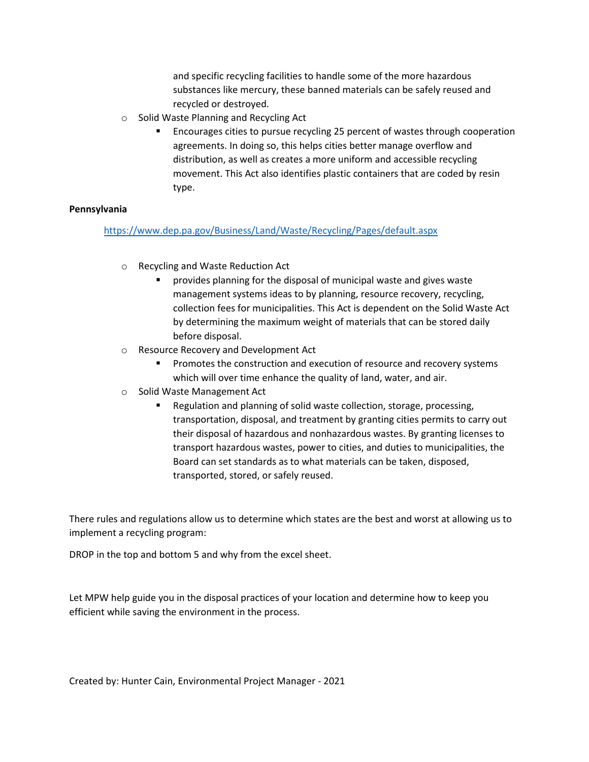and specific recycling facilities to handle some of the more hazardous substances like mercury, these banned materials can be safely reused and recycled or destroyed.

- Solid Waste Planning and Recycling Act
  - Encourages cities to pursue recycling 25 percent of wastes through cooperation agreements. In doing so, this helps cities better manage overflow and distribution, as well as creates a more uniform and accessible recycling movement. This Act also identifies plastic containers that are coded by resin type.

**Pennsylvania**

https://www.dep.pa.gov/Business/Land/Waste/Recycling/Pages/default.aspx

- Recycling and Waste Reduction Act
  - provides planning for the disposal of municipal waste and gives waste management systems ideas to by planning, resource recovery, recycling, collection fees for municipalities. This Act is dependent on the Solid Waste Act by determining the maximum weight of materials that can be stored daily before disposal.
- Resource Recovery and Development Act
  - Promotes the construction and execution of resource and recovery systems which will over time enhance the quality of land, water, and air.
- Solid Waste Management Act
  - Regulation and planning of solid waste collection, storage, processing, transportation, disposal, and treatment by granting cities permits to carry out their disposal of hazardous and nonhazardous wastes. By granting licenses to transport hazardous wastes, power to cities, and duties to municipalities, the Board can set standards as to what materials can be taken, disposed, transported, stored, or safely reused.

There rules and regulations allow us to determine which states are the best and worst at allowing us to implement a recycling program:

DROP in the top and bottom 5 and why from the excel sheet.

Let MPW help guide you in the disposal practices of your location and determine how to keep you efficient while saving the environment in the process.

Created by: Hunter Cain, Environmental Project Manager - 2021